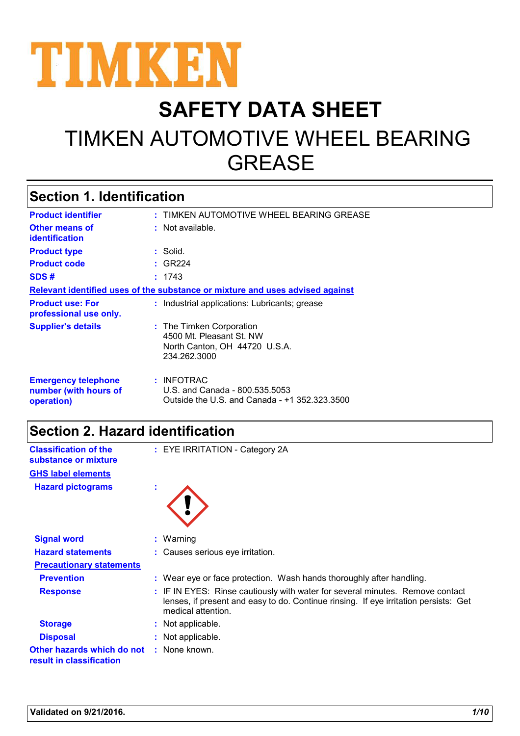# TIMKEN

# SAFETY DATA SHEET

# TIMKEN AUTOMOTIVE WHEEL BEARING GREASE

## Section 1. Identification

| | |
|---|---|
| **Product identifier** | : TIMKEN AUTOMOTIVE WHEEL BEARING GREASE |
| **Other means of identification** | : Not available. |
| **Product type** | : Solid. |
| **Product code** | : GR224 |
| **SDS #** | : 1743 |

**Relevant identified uses of the substance or mixture and uses advised against**

| | |
|---|---|
| **Product use: For professional use only.** | : Industrial applications: Lubricants; grease |
| **Supplier's details** | : The Timken Corporation<br>4500 Mt. Pleasant St. NW<br>North Canton, OH 44720 U.S.A.<br>234.262.3000 |
| **Emergency telephone number (with hours of operation)** | : INFOTRAC<br>U.S. and Canada - 800.535.5053<br>Outside the U.S. and Canada - +1 352.323.3500 |

## Section 2. Hazard identification

| | |
|---|---|
| **Classification of the substance or mixture** | : EYE IRRITATION - Category 2A |

**GHS label elements**

| | |
|---|---|
| **Hazard pictograms** | : |
| **Signal word** | : Warning |
| **Hazard statements** | : Causes serious eye irritation. |

**Precautionary statements**

| | |
|---|---|
| **Prevention** | : Wear eye or face protection. Wash hands thoroughly after handling. |
| **Response** | : IF IN EYES: Rinse cautiously with water for several minutes. Remove contact lenses, if present and easy to do. Continue rinsing. If eye irritation persists: Get medical attention. |
| **Storage** | : Not applicable. |
| **Disposal** | : Not applicable. |
| **Other hazards which do not result in classification** | : None known. |

**Validated on 9/21/2016.**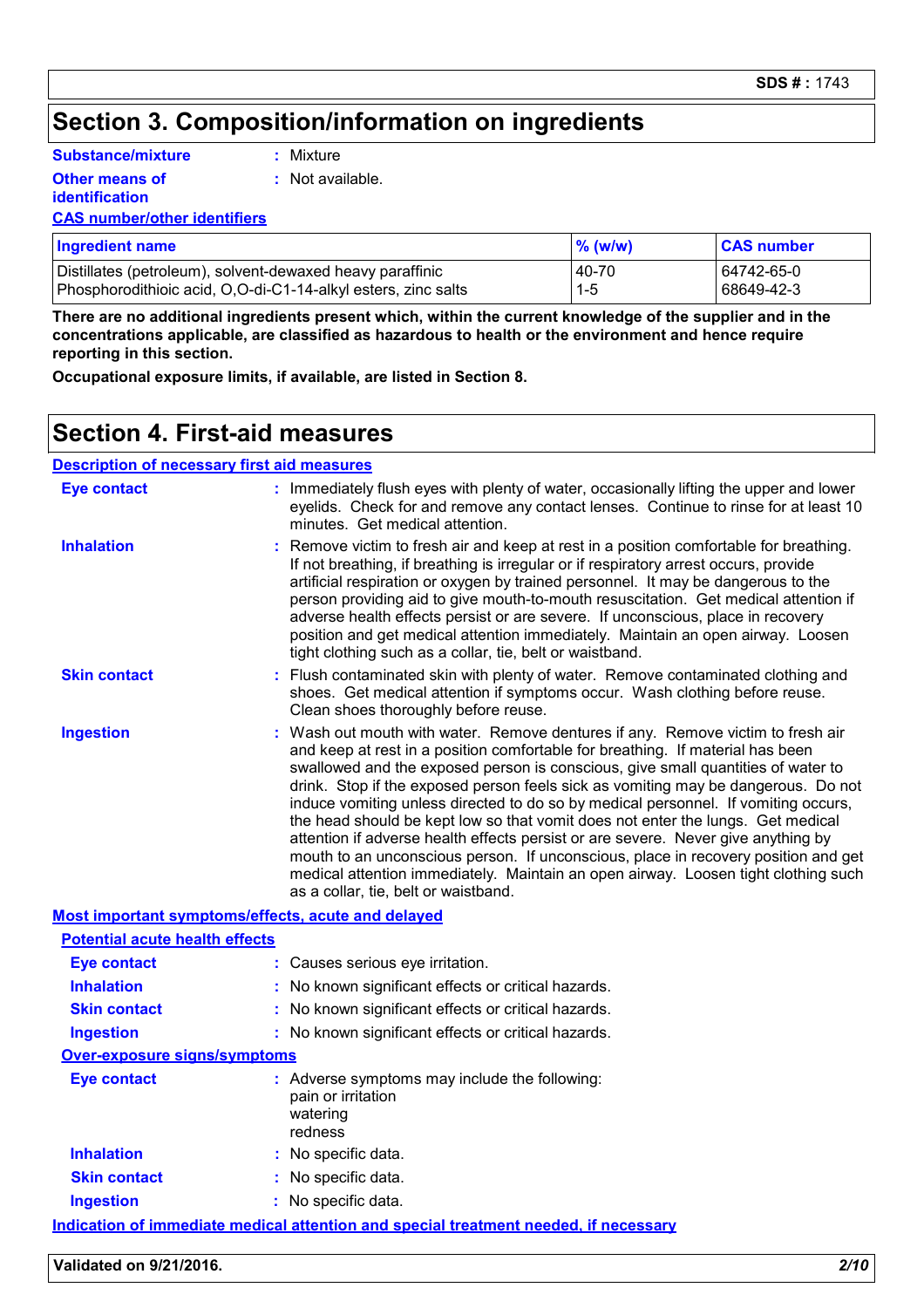# Section 3. Composition/information on ingredients

**Substance/mixture** : Mixture

**Other means of identification** : Not available.

**CAS number/other identifiers**

| Ingredient name | % (w/w) | CAS number |
|---|---|---|
| Distillates (petroleum), solvent-dewaxed heavy paraffinic | 40-70 | 64742-65-0 |
| Phosphorodithioic acid, O,O-di-C1-14-alkyl esters, zinc salts | 1-5 | 68649-42-3 |

**There are no additional ingredients present which, within the current knowledge of the supplier and in the concentrations applicable, are classified as hazardous to health or the environment and hence require reporting in this section.**

**Occupational exposure limits, if available, are listed in Section 8.**

# Section 4. First-aid measures

**Description of necessary first aid measures**

**Eye contact** : Immediately flush eyes with plenty of water, occasionally lifting the upper and lower eyelids. Check for and remove any contact lenses. Continue to rinse for at least 10 minutes. Get medical attention.

**Inhalation** : Remove victim to fresh air and keep at rest in a position comfortable for breathing. If not breathing, if breathing is irregular or if respiratory arrest occurs, provide artificial respiration or oxygen by trained personnel. It may be dangerous to the person providing aid to give mouth-to-mouth resuscitation. Get medical attention if adverse health effects persist or are severe. If unconscious, place in recovery position and get medical attention immediately. Maintain an open airway. Loosen tight clothing such as a collar, tie, belt or waistband.

**Skin contact** : Flush contaminated skin with plenty of water. Remove contaminated clothing and shoes. Get medical attention if symptoms occur. Wash clothing before reuse. Clean shoes thoroughly before reuse.

**Ingestion** : Wash out mouth with water. Remove dentures if any. Remove victim to fresh air and keep at rest in a position comfortable for breathing. If material has been swallowed and the exposed person is conscious, give small quantities of water to drink. Stop if the exposed person feels sick as vomiting may be dangerous. Do not induce vomiting unless directed to do so by medical personnel. If vomiting occurs, the head should be kept low so that vomit does not enter the lungs. Get medical attention if adverse health effects persist or are severe. Never give anything by mouth to an unconscious person. If unconscious, place in recovery position and get medical attention immediately. Maintain an open airway. Loosen tight clothing such as a collar, tie, belt or waistband.

**Most important symptoms/effects, acute and delayed**

**Potential acute health effects**

**Eye contact** : Causes serious eye irritation.

**Inhalation** : No known significant effects or critical hazards.

**Skin contact** : No known significant effects or critical hazards.

**Ingestion** : No known significant effects or critical hazards.

**Over-exposure signs/symptoms**

**Eye contact** : Adverse symptoms may include the following:
pain or irritation
watering
redness

**Inhalation** : No specific data.

**Skin contact** : No specific data.

**Ingestion** : No specific data.

**Indication of immediate medical attention and special treatment needed, if necessary**

**Validated on 9/21/2016.**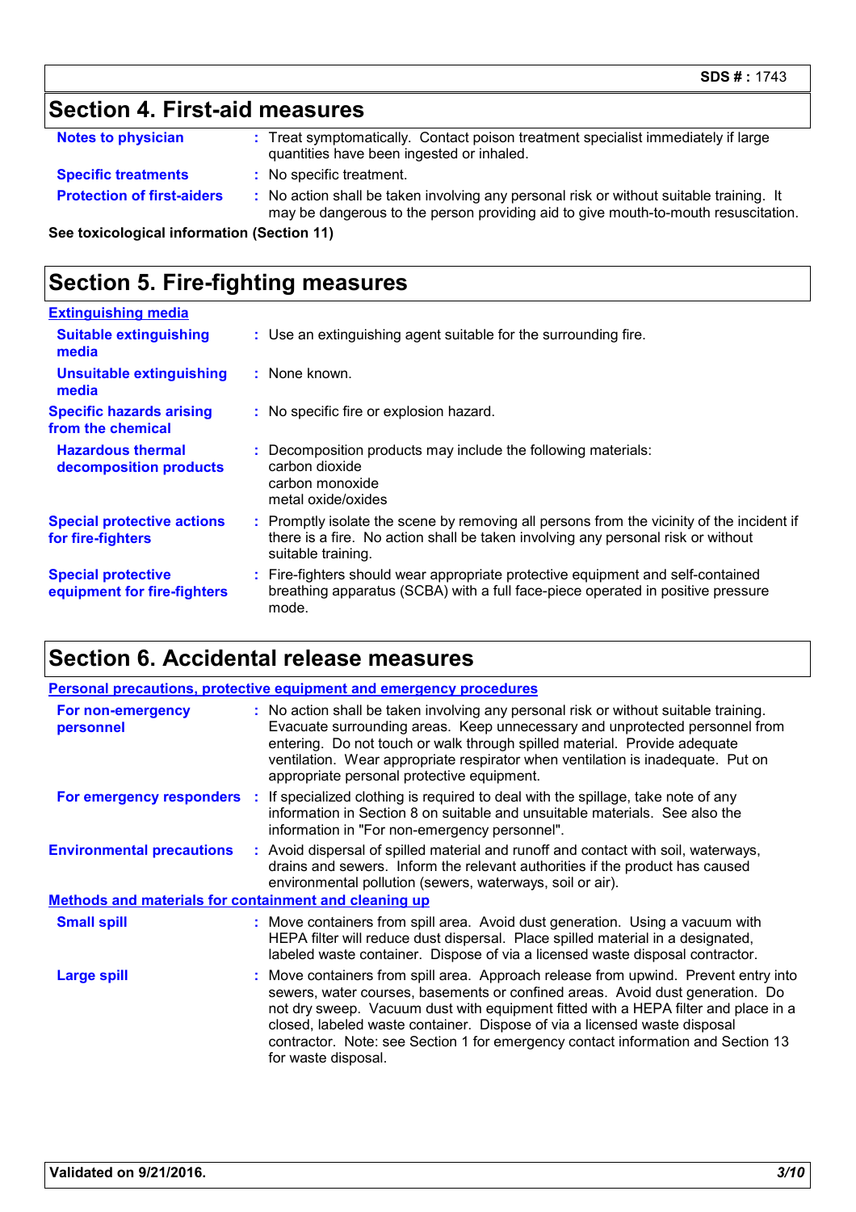## Section 4. First-aid measures

| | |
|---|---|
| **Notes to physician** | Treat symptomatically. Contact poison treatment specialist immediately if large quantities have been ingested or inhaled. |
| **Specific treatments** | No specific treatment. |
| **Protection of first-aiders** | No action shall be taken involving any personal risk or without suitable training. It may be dangerous to the person providing aid to give mouth-to-mouth resuscitation. |

**See toxicological information (Section 11)**

## Section 5. Fire-fighting measures

**Extinguishing media**

| | |
|---|---|
| **Suitable extinguishing media** | Use an extinguishing agent suitable for the surrounding fire. |
| **Unsuitable extinguishing media** | None known. |
| **Specific hazards arising from the chemical** | No specific fire or explosion hazard. |
| **Hazardous thermal decomposition products** | Decomposition products may include the following materials:<br>carbon dioxide<br>carbon monoxide<br>metal oxide/oxides |
| **Special protective actions for fire-fighters** | Promptly isolate the scene by removing all persons from the vicinity of the incident if there is a fire. No action shall be taken involving any personal risk or without suitable training. |
| **Special protective equipment for fire-fighters** | Fire-fighters should wear appropriate protective equipment and self-contained breathing apparatus (SCBA) with a full face-piece operated in positive pressure mode. |

## Section 6. Accidental release measures

**Personal precautions, protective equipment and emergency procedures**

| | |
|---|---|
| **For non-emergency personnel** | No action shall be taken involving any personal risk or without suitable training. Evacuate surrounding areas. Keep unnecessary and unprotected personnel from entering. Do not touch or walk through spilled material. Provide adequate ventilation. Wear appropriate respirator when ventilation is inadequate. Put on appropriate personal protective equipment. |
| **For emergency responders** | If specialized clothing is required to deal with the spillage, take note of any information in Section 8 on suitable and unsuitable materials. See also the information in "For non-emergency personnel". |
| **Environmental precautions** | Avoid dispersal of spilled material and runoff and contact with soil, waterways, drains and sewers. Inform the relevant authorities if the product has caused environmental pollution (sewers, waterways, soil or air). |

**Methods and materials for containment and cleaning up**

| | |
|---|---|
| **Small spill** | Move containers from spill area. Avoid dust generation. Using a vacuum with HEPA filter will reduce dust dispersal. Place spilled material in a designated, labeled waste container. Dispose of via a licensed waste disposal contractor. |
| **Large spill** | Move containers from spill area. Approach release from upwind. Prevent entry into sewers, water courses, basements or confined areas. Avoid dust generation. Do not dry sweep. Vacuum dust with equipment fitted with a HEPA filter and place in a closed, labeled waste container. Dispose of via a licensed waste disposal contractor. Note: see Section 1 for emergency contact information and Section 13 for waste disposal. |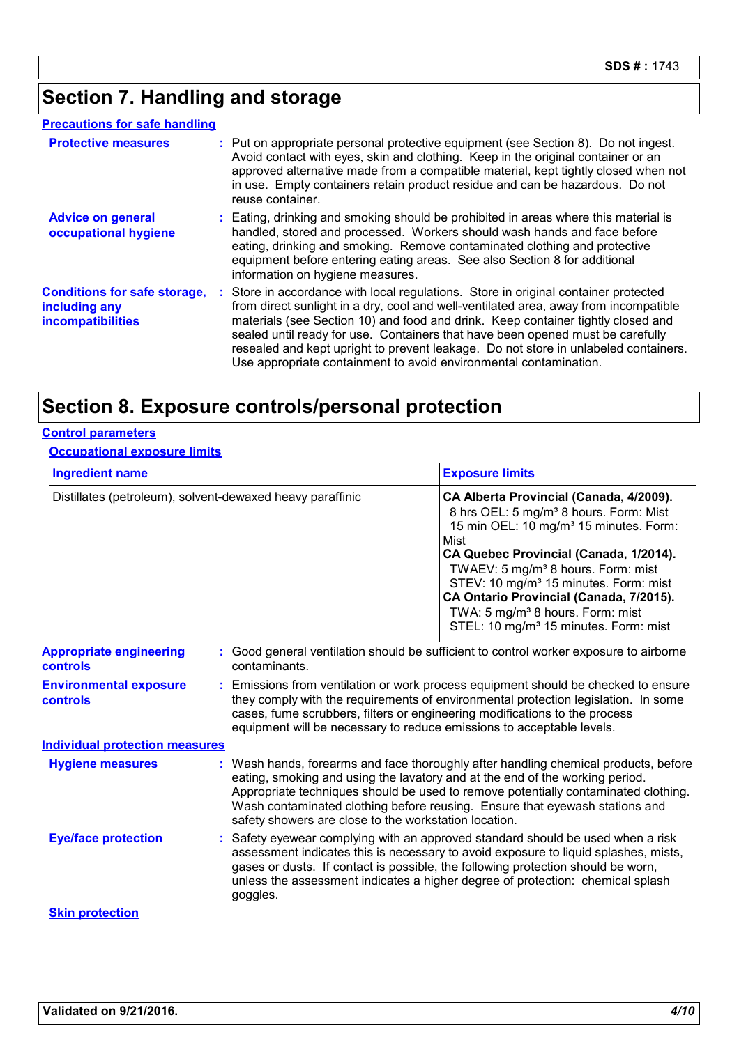# Section 7. Handling and storage

## Precautions for safe handling

**Protective measures** : Put on appropriate personal protective equipment (see Section 8). Do not ingest. Avoid contact with eyes, skin and clothing. Keep in the original container or an approved alternative made from a compatible material, kept tightly closed when not in use. Empty containers retain product residue and can be hazardous. Do not reuse container.

**Advice on general occupational hygiene** : Eating, drinking and smoking should be prohibited in areas where this material is handled, stored and processed. Workers should wash hands and face before eating, drinking and smoking. Remove contaminated clothing and protective equipment before entering eating areas. See also Section 8 for additional information on hygiene measures.

**Conditions for safe storage, including any incompatibilities** : Store in accordance with local regulations. Store in original container protected from direct sunlight in a dry, cool and well-ventilated area, away from incompatible materials (see Section 10) and food and drink. Keep container tightly closed and sealed until ready for use. Containers that have been opened must be carefully resealed and kept upright to prevent leakage. Do not store in unlabeled containers. Use appropriate containment to avoid environmental contamination.

# Section 8. Exposure controls/personal protection

## Control parameters

### Occupational exposure limits

| Ingredient name | Exposure limits |
|---|---|
| Distillates (petroleum), solvent-dewaxed heavy paraffinic | **CA Alberta Provincial (Canada, 4/2009).**<br>8 hrs OEL: 5 mg/m³ 8 hours. Form: Mist<br>15 min OEL: 10 mg/m³ 15 minutes. Form: Mist<br>**CA Quebec Provincial (Canada, 1/2014).**<br>TWAEV: 5 mg/m³ 8 hours. Form: mist<br>STEV: 10 mg/m³ 15 minutes. Form: mist<br>**CA Ontario Provincial (Canada, 7/2015).**<br>TWA: 5 mg/m³ 8 hours. Form: mist<br>STEL: 10 mg/m³ 15 minutes. Form: mist |

**Appropriate engineering controls** : Good general ventilation should be sufficient to control worker exposure to airborne contaminants.

**Environmental exposure controls** : Emissions from ventilation or work process equipment should be checked to ensure they comply with the requirements of environmental protection legislation. In some cases, fume scrubbers, filters or engineering modifications to the process equipment will be necessary to reduce emissions to acceptable levels.

## Individual protection measures

**Hygiene measures** : Wash hands, forearms and face thoroughly after handling chemical products, before eating, smoking and using the lavatory and at the end of the working period. Appropriate techniques should be used to remove potentially contaminated clothing. Wash contaminated clothing before reusing. Ensure that eyewash stations and safety showers are close to the workstation location.

**Eye/face protection** : Safety eyewear complying with an approved standard should be used when a risk assessment indicates this is necessary to avoid exposure to liquid splashes, mists, gases or dusts. If contact is possible, the following protection should be worn, unless the assessment indicates a higher degree of protection: chemical splash goggles.

### Skin protection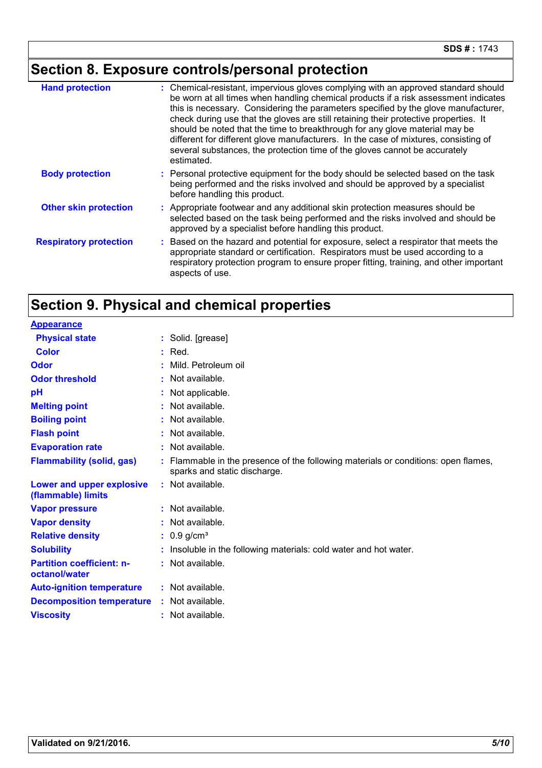## Section 8. Exposure controls/personal protection

| | |
|---|---|
| **Hand protection** | : Chemical-resistant, impervious gloves complying with an approved standard should be worn at all times when handling chemical products if a risk assessment indicates this is necessary. Considering the parameters specified by the glove manufacturer, check during use that the gloves are still retaining their protective properties. It should be noted that the time to breakthrough for any glove material may be different for different glove manufacturers. In the case of mixtures, consisting of several substances, the protection time of the gloves cannot be accurately estimated. |
| **Body protection** | : Personal protective equipment for the body should be selected based on the task being performed and the risks involved and should be approved by a specialist before handling this product. |
| **Other skin protection** | : Appropriate footwear and any additional skin protection measures should be selected based on the task being performed and the risks involved and should be approved by a specialist before handling this product. |
| **Respiratory protection** | : Based on the hazard and potential for exposure, select a respirator that meets the appropriate standard or certification. Respirators must be used according to a respiratory protection program to ensure proper fitting, training, and other important aspects of use. |

## Section 9. Physical and chemical properties

**Appearance**

| | |
|---|---|
| **Physical state** | : Solid. [grease] |
| **Color** | : Red. |
| **Odor** | : Mild. Petroleum oil |
| **Odor threshold** | : Not available. |
| **pH** | : Not applicable. |
| **Melting point** | : Not available. |
| **Boiling point** | : Not available. |
| **Flash point** | : Not available. |
| **Evaporation rate** | : Not available. |
| **Flammability (solid, gas)** | : Flammable in the presence of the following materials or conditions: open flames, sparks and static discharge. |
| **Lower and upper explosive (flammable) limits** | : Not available. |
| **Vapor pressure** | : Not available. |
| **Vapor density** | : Not available. |
| **Relative density** | : 0.9 g/cm³ |
| **Solubility** | : Insoluble in the following materials: cold water and hot water. |
| **Partition coefficient: n-octanol/water** | : Not available. |
| **Auto-ignition temperature** | : Not available. |
| **Decomposition temperature** | : Not available. |
| **Viscosity** | : Not available. |

**Validated on 9/21/2016.**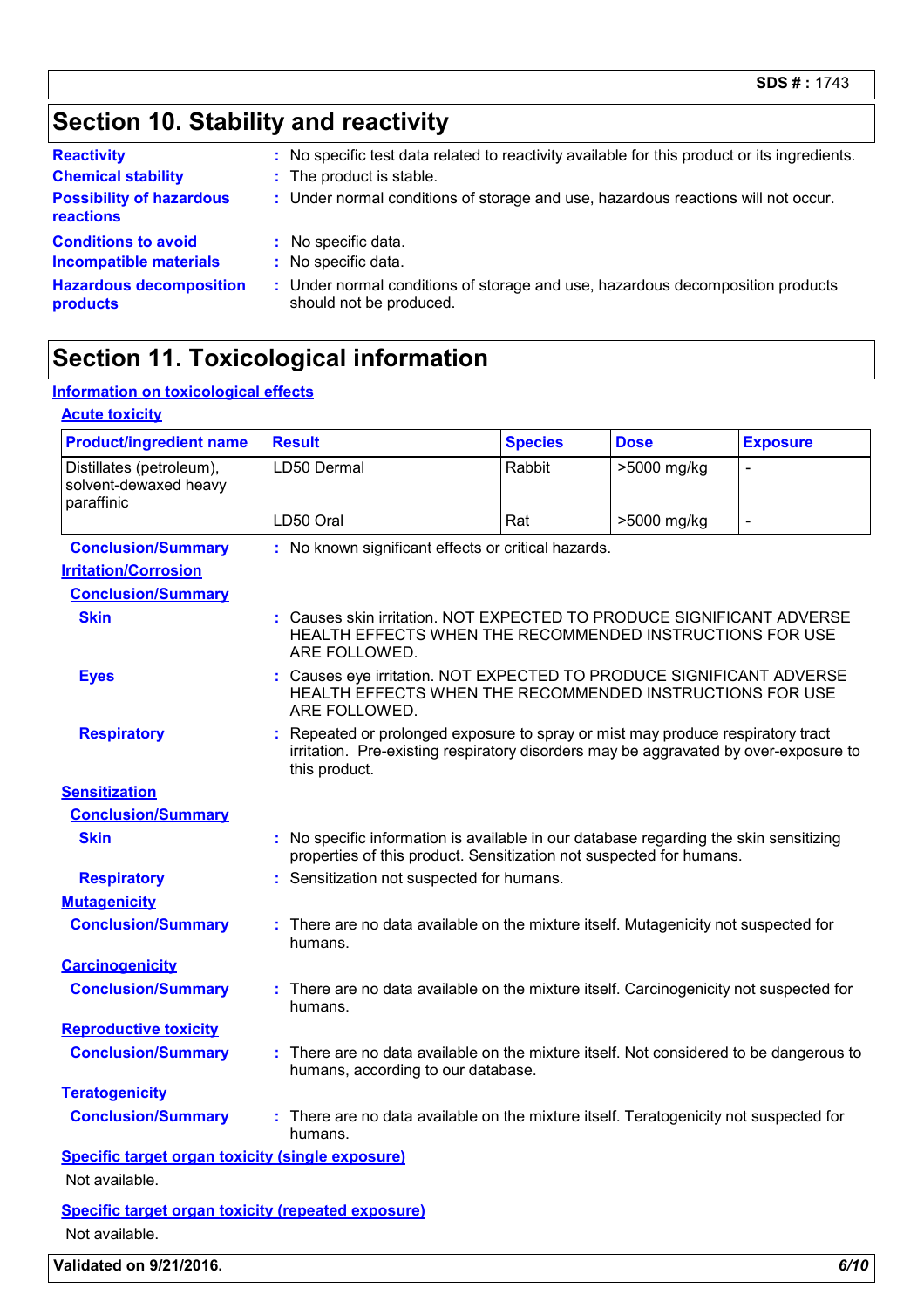## Section 10. Stability and reactivity

**Reactivity** : No specific test data related to reactivity available for this product or its ingredients.

**Chemical stability** : The product is stable.

**Possibility of hazardous reactions** : Under normal conditions of storage and use, hazardous reactions will not occur.

**Conditions to avoid** : No specific data.

**Incompatible materials** : No specific data.

**Hazardous decomposition products** : Under normal conditions of storage and use, hazardous decomposition products should not be produced.

## Section 11. Toxicological information

### Information on toxicological effects

#### Acute toxicity

| Product/ingredient name | Result | Species | Dose | Exposure |
|---|---|---|---|---|
| Distillates (petroleum), solvent-dewaxed heavy paraffinic | LD50 Dermal | Rabbit | >5000 mg/kg | - |
| | LD50 Oral | Rat | >5000 mg/kg | - |

**Conclusion/Summary** : No known significant effects or critical hazards.

#### Irritation/Corrosion

**Conclusion/Summary**

**Skin** : Causes skin irritation. NOT EXPECTED TO PRODUCE SIGNIFICANT ADVERSE HEALTH EFFECTS WHEN THE RECOMMENDED INSTRUCTIONS FOR USE ARE FOLLOWED.

**Eyes** : Causes eye irritation. NOT EXPECTED TO PRODUCE SIGNIFICANT ADVERSE HEALTH EFFECTS WHEN THE RECOMMENDED INSTRUCTIONS FOR USE ARE FOLLOWED.

**Respiratory** : Repeated or prolonged exposure to spray or mist may produce respiratory tract irritation. Pre-existing respiratory disorders may be aggravated by over-exposure to this product.

#### Sensitization

**Conclusion/Summary**

**Skin** : No specific information is available in our database regarding the skin sensitizing properties of this product. Sensitization not suspected for humans.

**Respiratory** : Sensitization not suspected for humans.

#### Mutagenicity

**Conclusion/Summary** : There are no data available on the mixture itself. Mutagenicity not suspected for humans.

#### Carcinogenicity

**Conclusion/Summary** : There are no data available on the mixture itself. Carcinogenicity not suspected for humans.

#### Reproductive toxicity

**Conclusion/Summary** : There are no data available on the mixture itself. Not considered to be dangerous to humans, according to our database.

#### Teratogenicity

**Conclusion/Summary** : There are no data available on the mixture itself. Teratogenicity not suspected for humans.

#### Specific target organ toxicity (single exposure)

Not available.

#### Specific target organ toxicity (repeated exposure)

Not available.

**Validated on 9/21/2016.**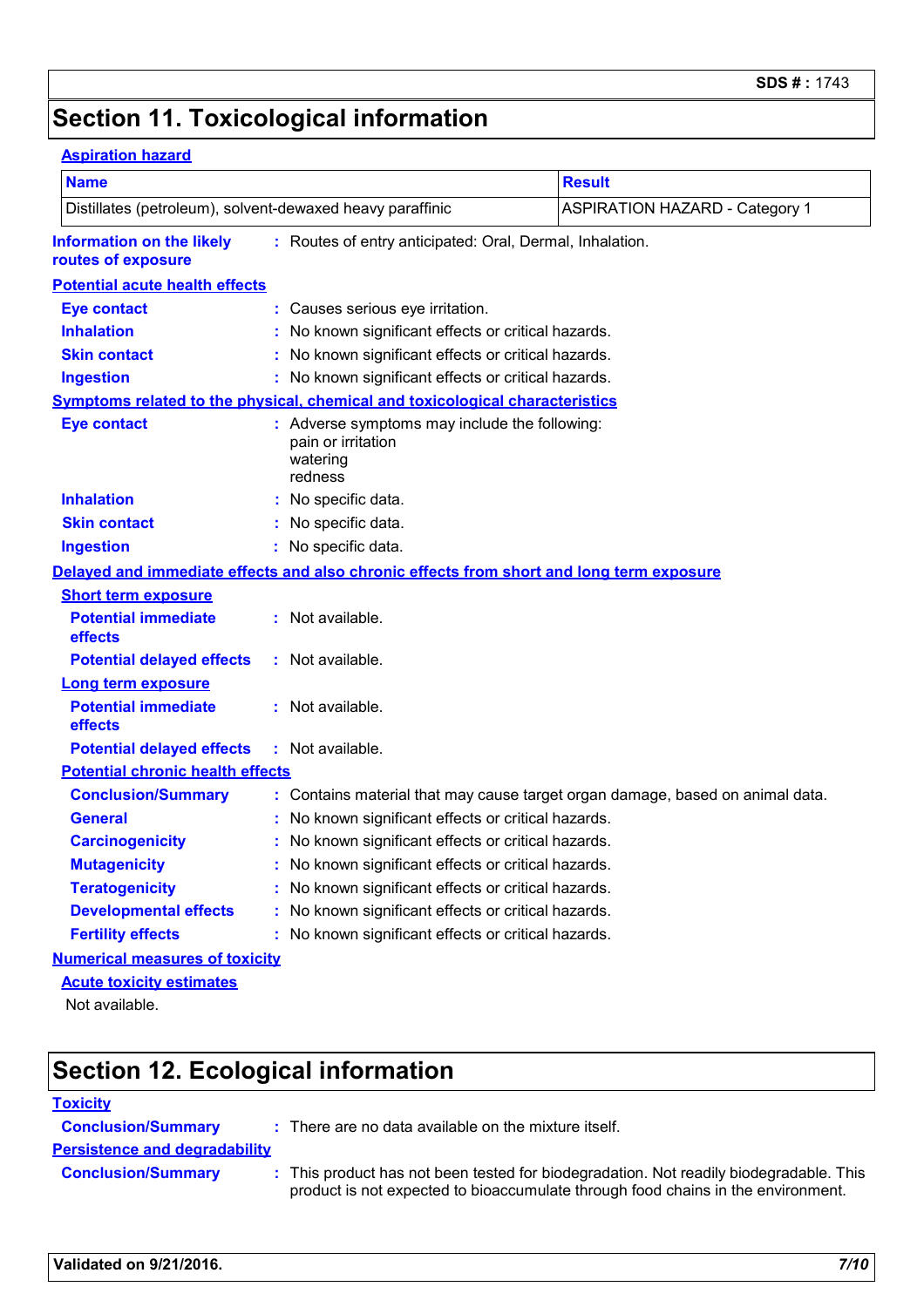# Section 11. Toxicological information

### Aspiration hazard

| Name | Result |
|---|---|
| Distillates (petroleum), solvent-dewaxed heavy paraffinic | ASPIRATION HAZARD - Category 1 |

**Information on the likely routes of exposure** : Routes of entry anticipated: Oral, Dermal, Inhalation.

### Potential acute health effects

**Eye contact** : Causes serious eye irritation.

**Inhalation** : No known significant effects or critical hazards.

**Skin contact** : No known significant effects or critical hazards.

**Ingestion** : No known significant effects or critical hazards.

### Symptoms related to the physical, chemical and toxicological characteristics

**Eye contact** : Adverse symptoms may include the following:
pain or irritation
watering
redness

**Inhalation** : No specific data.

**Skin contact** : No specific data.

**Ingestion** : No specific data.

### Delayed and immediate effects and also chronic effects from short and long term exposure

#### Short term exposure

**Potential immediate effects** : Not available.

**Potential delayed effects** : Not available.

#### Long term exposure

**Potential immediate effects** : Not available.

**Potential delayed effects** : Not available.

#### Potential chronic health effects

**Conclusion/Summary** : Contains material that may cause target organ damage, based on animal data.

**General** : No known significant effects or critical hazards.

**Carcinogenicity** : No known significant effects or critical hazards.

**Mutagenicity** : No known significant effects or critical hazards.

**Teratogenicity** : No known significant effects or critical hazards.

**Developmental effects** : No known significant effects or critical hazards.

**Fertility effects** : No known significant effects or critical hazards.

### Numerical measures of toxicity

#### Acute toxicity estimates

Not available.

# Section 12. Ecological information

### Toxicity

**Conclusion/Summary** : There are no data available on the mixture itself.

### Persistence and degradability

**Conclusion/Summary** : This product has not been tested for biodegradation. Not readily biodegradable. This product is not expected to bioaccumulate through food chains in the environment.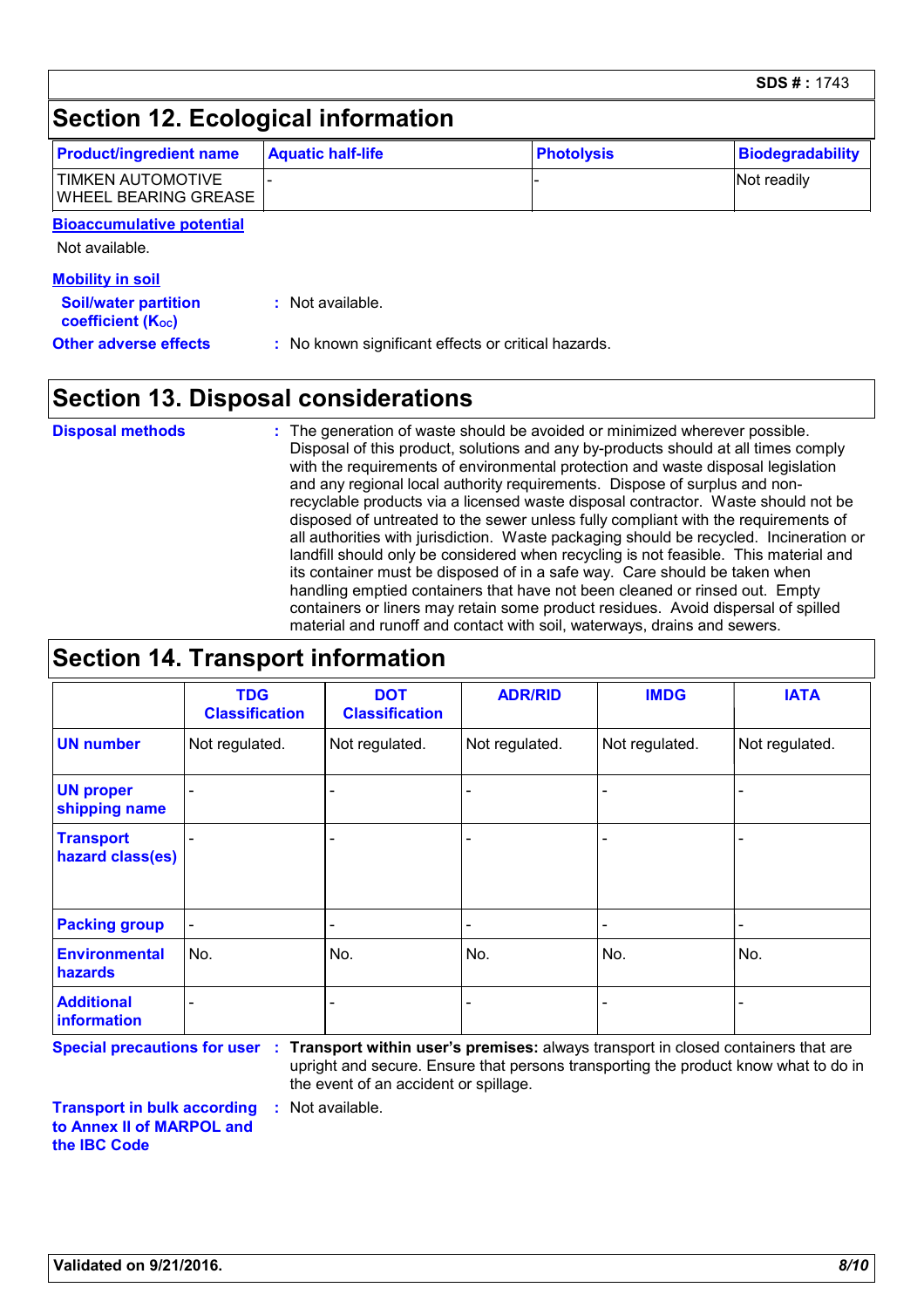SDS # : 1743

## Section 12. Ecological information

| Product/ingredient name | Aquatic half-life | Photolysis | Biodegradability |
|---|---|---|---|
| TIMKEN AUTOMOTIVE WHEEL BEARING GREASE | - | - | Not readily |

**Bioaccumulative potential**

Not available.

**Mobility in soil**

**Soil/water partition coefficient ($K_{OC}$)** : Not available.

**Other adverse effects** : No known significant effects or critical hazards.

## Section 13. Disposal considerations

**Disposal methods** : The generation of waste should be avoided or minimized wherever possible. Disposal of this product, solutions and any by-products should at all times comply with the requirements of environmental protection and waste disposal legislation and any regional local authority requirements. Dispose of surplus and non-recyclable products via a licensed waste disposal contractor. Waste should not be disposed of untreated to the sewer unless fully compliant with the requirements of all authorities with jurisdiction. Waste packaging should be recycled. Incineration or landfill should only be considered when recycling is not feasible. This material and its container must be disposed of in a safe way. Care should be taken when handling emptied containers that have not been cleaned or rinsed out. Empty containers or liners may retain some product residues. Avoid dispersal of spilled material and runoff and contact with soil, waterways, drains and sewers.

## Section 14. Transport information

| | TDG Classification | DOT Classification | ADR/RID | IMDG | IATA |
|---|---|---|---|---|---|
| UN number | Not regulated. | Not regulated. | Not regulated. | Not regulated. | Not regulated. |
| UN proper shipping name | - | - | - | - | - |
| Transport hazard class(es) | - | - | - | - | - |
| Packing group | - | - | - | - | - |
| Environmental hazards | No. | No. | No. | No. | No. |
| Additional information | - | - | - | - | - |

**Special precautions for user** : **Transport within user's premises:** always transport in closed containers that are upright and secure. Ensure that persons transporting the product know what to do in the event of an accident or spillage.

**Transport in bulk according to Annex II of MARPOL and the IBC Code** : Not available.

**Validated on 9/21/2016.**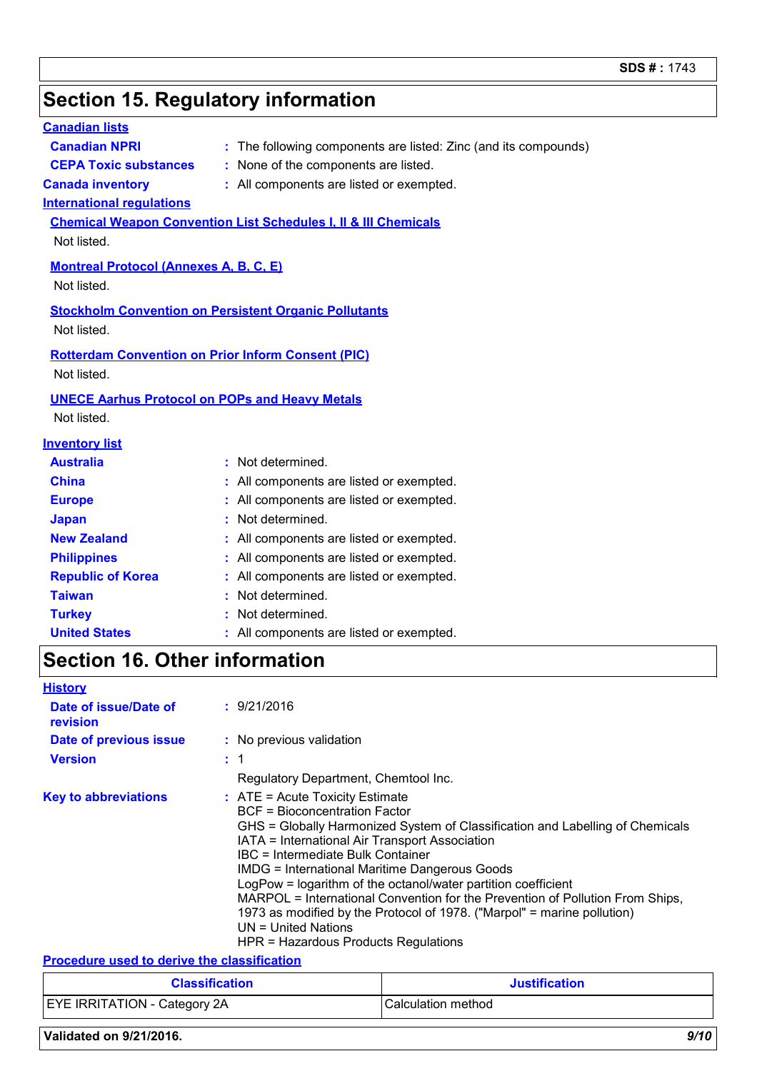## Section 15. Regulatory information

**Canadian lists**

**Canadian NPRI** : The following components are listed: Zinc (and its compounds)

**CEPA Toxic substances** : None of the components are listed.

**Canada inventory** : All components are listed or exempted.

**International regulations**

**Chemical Weapon Convention List Schedules I, II & III Chemicals**

Not listed.

**Montreal Protocol (Annexes A, B, C, E)**

Not listed.

**Stockholm Convention on Persistent Organic Pollutants**

Not listed.

**Rotterdam Convention on Prior Inform Consent (PIC)**

Not listed.

**UNECE Aarhus Protocol on POPs and Heavy Metals**

Not listed.

**Inventory list**

**Australia** : Not determined.

**China** : All components are listed or exempted.

**Europe** : All components are listed or exempted.

**Japan** : Not determined.

**New Zealand** : All components are listed or exempted.

**Philippines** : All components are listed or exempted.

**Republic of Korea** : All components are listed or exempted.

**Taiwan** : Not determined.

**Turkey** : Not determined.

**United States** : All components are listed or exempted.

## Section 16. Other information

**History**

**Date of issue/Date of revision** : 9/21/2016

**Date of previous issue** : No previous validation

**Version** : 1

Regulatory Department, Chemtool Inc.

**Key to abbreviations** : ATE = Acute Toxicity Estimate
BCF = Bioconcentration Factor
GHS = Globally Harmonized System of Classification and Labelling of Chemicals
IATA = International Air Transport Association
IBC = Intermediate Bulk Container
IMDG = International Maritime Dangerous Goods
LogPow = logarithm of the octanol/water partition coefficient
MARPOL = International Convention for the Prevention of Pollution From Ships, 1973 as modified by the Protocol of 1978. ("Marpol" = marine pollution)
UN = United Nations
HPR = Hazardous Products Regulations

**Procedure used to derive the classification**

| Classification | Justification |
|---|---|
| EYE IRRITATION - Category 2A | Calculation method |

**Validated on 9/21/2016.**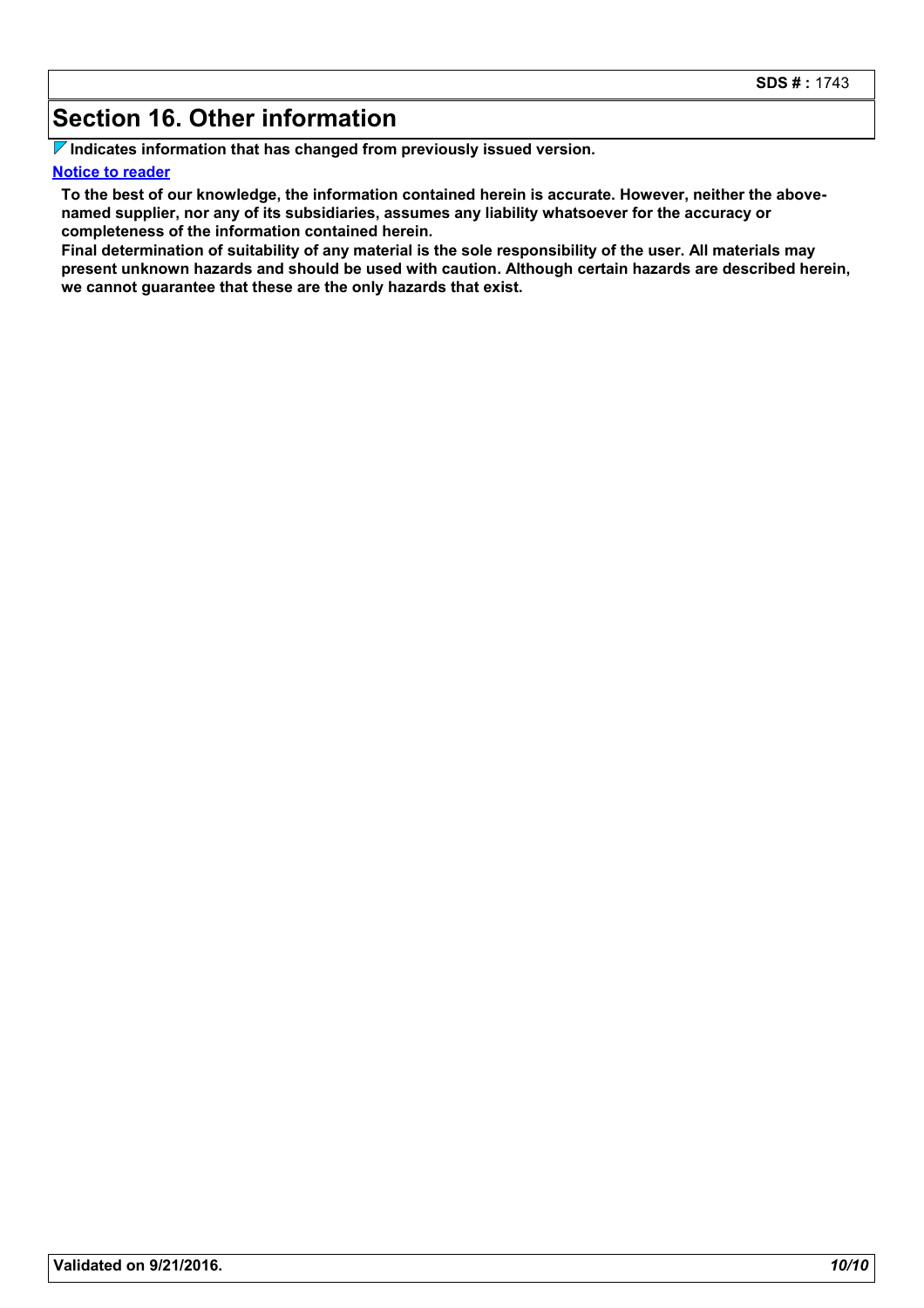# Section 16. Other information

**Indicates information that has changed from previously issued version.**

**Notice to reader**

**To the best of our knowledge, the information contained herein is accurate. However, neither the above-named supplier, nor any of its subsidiaries, assumes any liability whatsoever for the accuracy or completeness of the information contained herein.**

**Final determination of suitability of any material is the sole responsibility of the user. All materials may present unknown hazards and should be used with caution. Although certain hazards are described herein, we cannot guarantee that these are the only hazards that exist.**